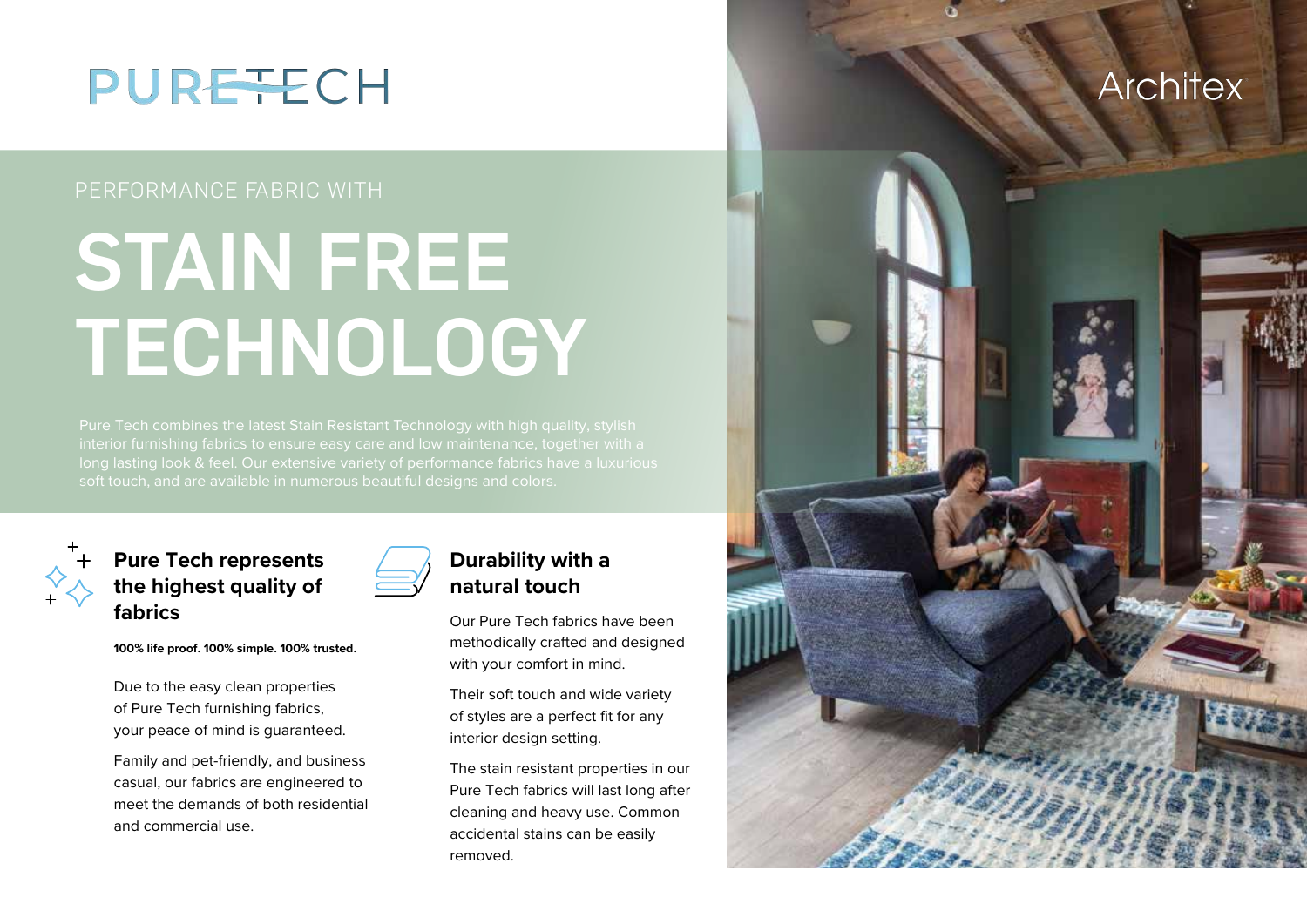# PURETECH

Architex

PERFORMANCE FABRIC WITH

# STAIN FREE TECHNOLOGY

Pure Tech combines the latest Stain Resistant Technology with high quality, stylish interior furnishing fabrics to ensure easy care and low maintenance, together with a long lasting look & feel. Our extensive variety of performance fabrics have a luxurious soft touch, and are available in numerous beautiful designs and colors.

## Pure Tech represents the highest quality of fabrics

**100% life proof. 100% simple. 100% trusted.**

Due to the easy clean properties of Pure Tech furnishing fabrics, your peace of mind is guaranteed.

Family and pet-friendly, and business casual, our fabrics are engineered to meet the demands of both residential and commercial use.

## Durability with a natural touch

Our Pure Tech fabrics have been methodically crafted and designed with your comfort in mind.

Their soft touch and wide variety of styles are a perfect fit for any interior design setting.

The stain resistant properties in our Pure Tech fabrics will last long after cleaning and heavy use. Common accidental stains can be easily removed.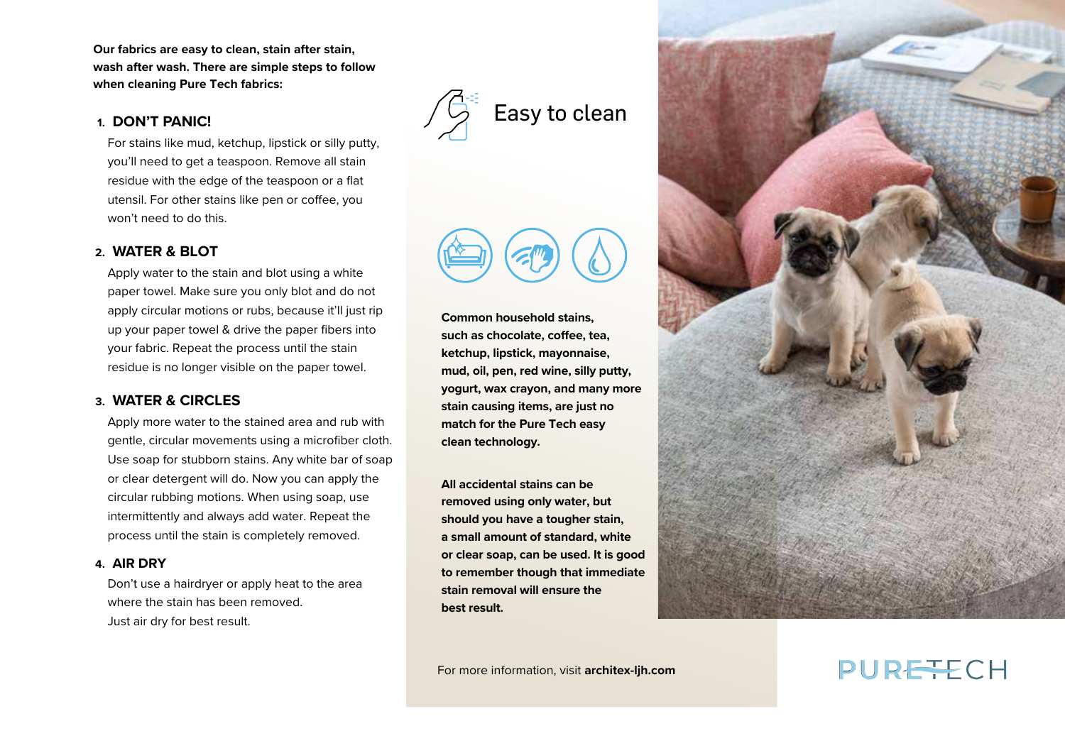**Our fabrics are easy to clean, stain after stain, wash after wash. There are simple steps to follow when cleaning Pure Tech fabrics:**

### 1. DON'T PANIC!

For stains like mud, ketchup, lipstick or silly putty, you'll need to get a teaspoon. Remove all stain residue with the edge of the teaspoon or a flat utensil. For other stains like pen or coffee, you won't need to do this.

### 2. WATER & BLOT

Apply water to the stain and blot using a white paper towel. Make sure you only blot and do not apply circular motions or rubs, because it'll just rip up your paper towel & drive the paper fibers into your fabric. Repeat the process until the stain residue is no longer visible on the paper towel.

### 3. WATER & CIRCLES

Apply more water to the stained area and rub with gentle, circular movements using a microfiber cloth. Use soap for stubborn stains. Any white bar of soap or clear detergent will do. Now you can apply the circular rubbing motions. When using soap, use intermittently and always add water. Repeat the process until the stain is completely removed.

### 4. AIR DRY

Don't use a hairdryer or apply heat to the area where the stain has been removed.
Just air dry for best result.

## Easy to clean

**Common household stains, such as chocolate, coffee, tea, ketchup, lipstick, mayonnaise, mud, oil, pen, red wine, silly putty, yogurt, wax crayon, and many more stain causing items, are just no match for the Pure Tech easy clean technology.**

**All accidental stains can be removed using only water, but should you have a tougher stain, a small amount of standard, white or clear soap, can be used. It is good to remember though that immediate stain removal will ensure the best result.**

For more information, visit **architex-ljh.com**

PURETECH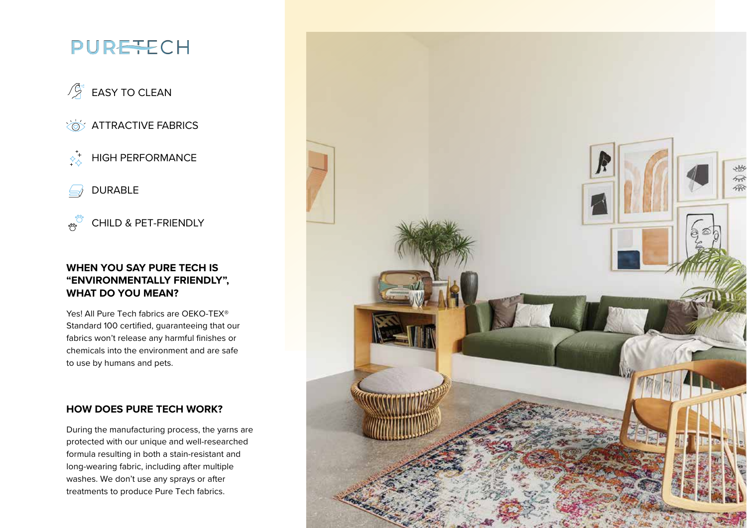# PURETECH

- EASY TO CLEAN
- ATTRACTIVE FABRICS
- HIGH PERFORMANCE
- DURABLE
- CHILD & PET-FRIENDLY

## WHEN YOU SAY PURE TECH IS "ENVIRONMENTALLY FRIENDLY", WHAT DO YOU MEAN?

Yes! All Pure Tech fabrics are OEKO-TEX® Standard 100 certified, guaranteeing that our fabrics won't release any harmful finishes or chemicals into the environment and are safe to use by humans and pets.

## HOW DOES PURE TECH WORK?

During the manufacturing process, the yarns are protected with our unique and well-researched formula resulting in both a stain-resistant and long-wearing fabric, including after multiple washes. We don't use any sprays or after treatments to produce Pure Tech fabrics.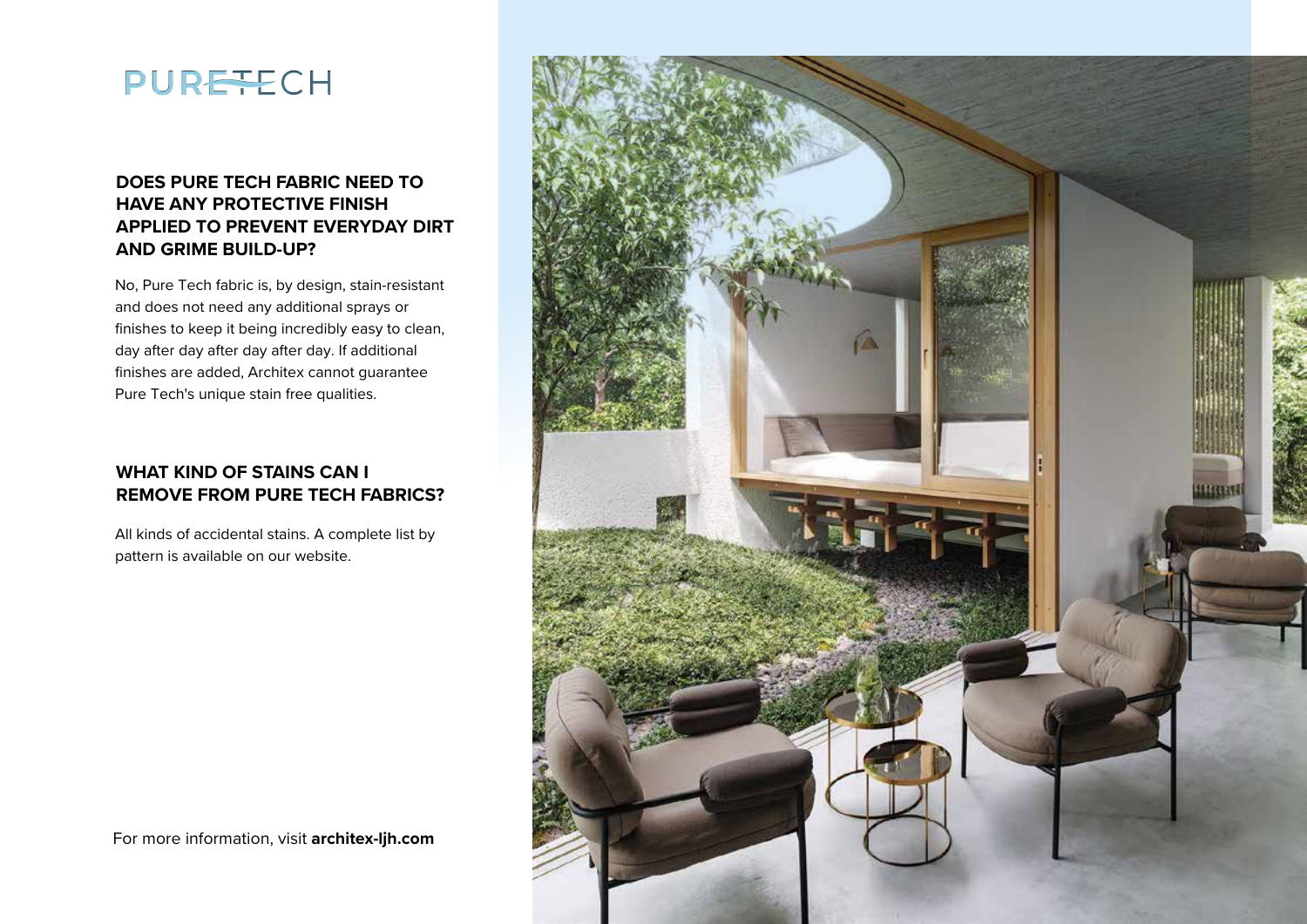# PURETECH

## DOES PURE TECH FABRIC NEED TO HAVE ANY PROTECTIVE FINISH APPLIED TO PREVENT EVERYDAY DIRT AND GRIME BUILD-UP?

No, Pure Tech fabric is, by design, stain-resistant and does not need any additional sprays or finishes to keep it being incredibly easy to clean, day after day after day after day. If additional finishes are added, Architex cannot guarantee Pure Tech's unique stain free qualities.

## WHAT KIND OF STAINS CAN I REMOVE FROM PURE TECH FABRICS?

All kinds of accidental stains. A complete list by pattern is available on our website.

For more information, visit **architex-ljh.com**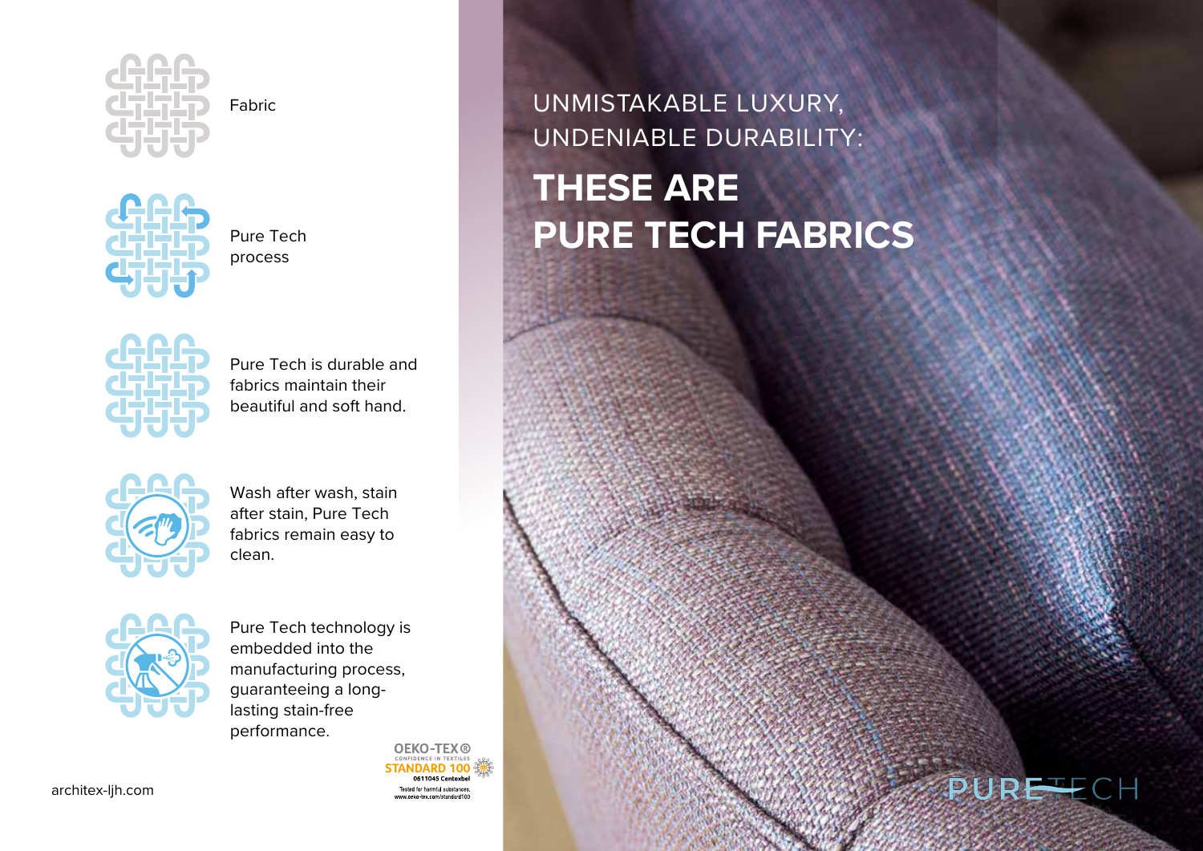Fabric

Pure Tech process

Pure Tech is durable and fabrics maintain their beautiful and soft hand.

Wash after wash, stain after stain, Pure Tech fabrics remain easy to clean.

Pure Tech technology is embedded into the manufacturing process, guaranteeing a long-lasting stain-free performance.

OEKO-TEX®
CONFIDENCE IN TEXTILES
STANDARD 100
0611045 Centexbel
Tested for harmful substances.
www.oeko-tex.com/standard100

architex-ljh.com

UNMISTAKABLE LUXURY,
UNDENIABLE DURABILITY:

# THESE ARE PURE TECH FABRICS

PURETECH